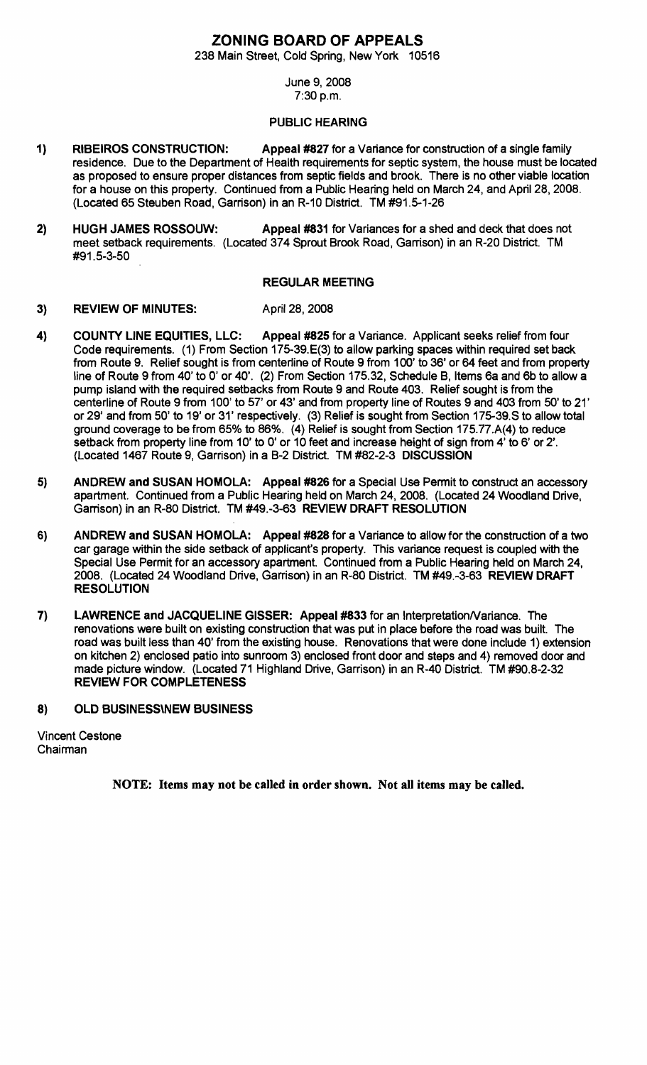# ZONING BOARD OF APPEALS

238 Main Street, Cold Spring, New York 10516

June 9, 2008
7:30 p.m.

## PUBLIC HEARING

1) **RIBEIROS CONSTRUCTION:** **Appeal #827** for a Variance for construction of a single family residence. Due to the Department of Health requirements for septic system, the house must be located as proposed to ensure proper distances from septic fields and brook. There is no other viable location for a house on this property. Continued from a Public Hearing held on March 24, and April 28, 2008. (Located 65 Steuben Road, Garrison) in an R-10 District. TM #91.5-1-26

2) **HUGH JAMES ROSSOUW:** **Appeal #831** for Variances for a shed and deck that does not meet setback requirements. (Located 374 Sprout Brook Road, Garrison) in an R-20 District. TM #91.5-3-50

## REGULAR MEETING

3) **REVIEW OF MINUTES:** April 28, 2008

4) **COUNTY LINE EQUITIES, LLC:** **Appeal #825** for a Variance. Applicant seeks relief from four Code requirements. (1) From Section 175-39.E(3) to allow parking spaces within required set back from Route 9. Relief sought is from centerline of Route 9 from 100' to 36' or 64 feet and from property line of Route 9 from 40' to 0' or 40'. (2) From Section 175.32, Schedule B, Items 6a and 6b to allow a pump island with the required setbacks from Route 9 and Route 403. Relief sought is from the centerline of Route 9 from 100' to 57' or 43' and from property line of Routes 9 and 403 from 50' to 21' or 29' and from 50' to 19' or 31' respectively. (3) Relief is sought from Section 175-39.S to allow total ground coverage to be from 65% to 86%. (4) Relief is sought from Section 175.77.A(4) to reduce setback from property line from 10' to 0' or 10 feet and increase height of sign from 4' to 6' or 2'. (Located 1467 Route 9, Garrison) in a B-2 District. TM #82-2-3 **DISCUSSION**

5) **ANDREW and SUSAN HOMOLA:** **Appeal #826** for a Special Use Permit to construct an accessory apartment. Continued from a Public Hearing held on March 24, 2008. (Located 24 Woodland Drive, Garrison) in an R-80 District. TM #49.-3-63 **REVIEW DRAFT RESOLUTION**

6) **ANDREW and SUSAN HOMOLA:** **Appeal #828** for a Variance to allow for the construction of a two car garage within the side setback of applicant's property. This variance request is coupled with the Special Use Permit for an accessory apartment. Continued from a Public Hearing held on March 24, 2008. (Located 24 Woodland Drive, Garrison) in an R-80 District. TM #49.-3-63 **REVIEW DRAFT RESOLUTION**

7) **LAWRENCE and JACQUELINE GISSER:** **Appeal #833** for an Interpretation/Variance. The renovations were built on existing construction that was put in place before the road was built. The road was built less than 40' from the existing house. Renovations that were done include 1) extension on kitchen 2) enclosed patio into sunroom 3) enclosed front door and steps and 4) removed door and made picture window. (Located 71 Highland Drive, Garrison) in an R-40 District. TM #90.8-2-32 **REVIEW FOR COMPLETENESS**

8) **OLD BUSINESS\NEW BUSINESS**

Vincent Cestone
Chairman

**NOTE: Items may not be called in order shown. Not all items may be called.**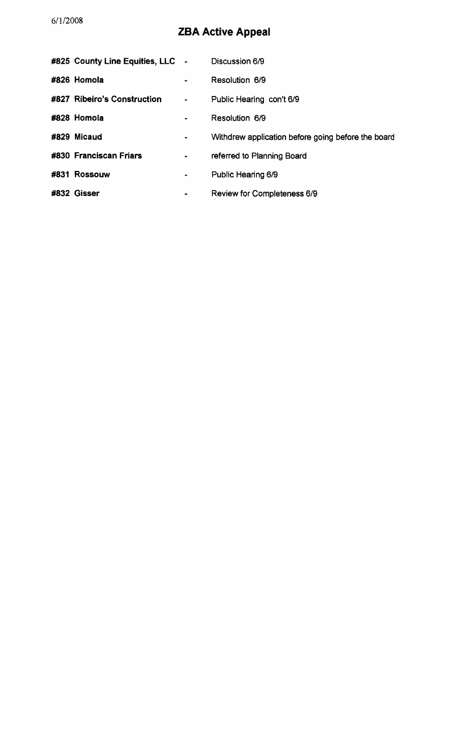6/1/2008

# ZBA Active Appeal

| | | |
|---|---|---|
| **#825 County Line Equities, LLC** | - | Discussion 6/9 |
| **#826 Homola** | - | Resolution 6/9 |
| **#827 Ribeiro's Construction** | - | Public Hearing con't 6/9 |
| **#828 Homola** | - | Resolution 6/9 |
| **#829 Micaud** | - | Withdrew application before going before the board |
| **#830 Franciscan Friars** | - | referred to Planning Board |
| **#831 Rossouw** | - | Public Hearing 6/9 |
| **#832 Gisser** | - | Review for Completeness 6/9 |